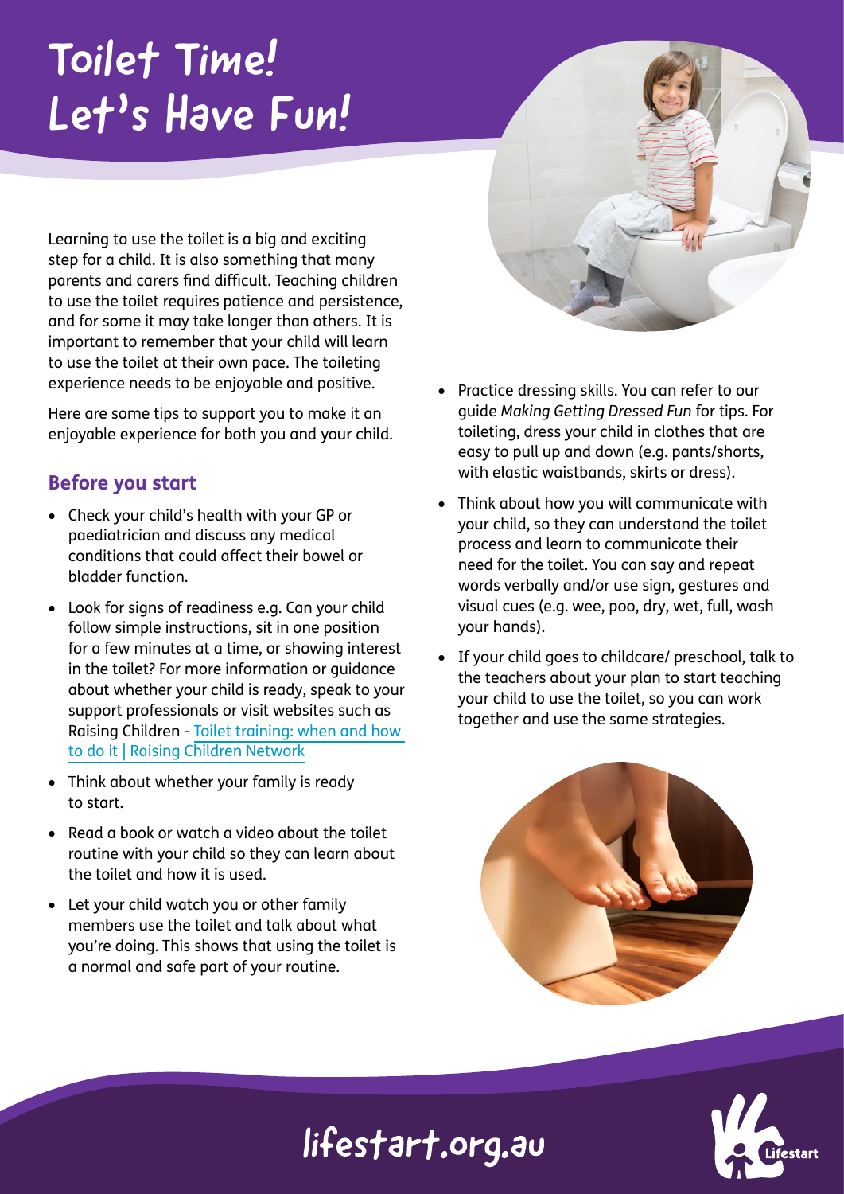# Toilet Time! Let's Have Fun!

Learning to use the toilet is a big and exciting step for a child. It is also something that many parents and carers find difficult. Teaching children to use the toilet requires patience and persistence, and for some it may take longer than others. It is important to remember that your child will learn to use the toilet at their own pace. The toileting experience needs to be enjoyable and positive.

Here are some tips to support you to make it an enjoyable experience for both you and your child.

## Before you start

- Check your child's health with your GP or paediatrician and discuss any medical conditions that could affect their bowel or bladder function.
- Look for signs of readiness e.g. Can your child follow simple instructions, sit in one position for a few minutes at a time, or showing interest in the toilet? For more information or guidance about whether your child is ready, speak to your support professionals or visit websites such as Raising Children - Toilet training: when and how to do it | Raising Children Network
- Think about whether your family is ready to start.
- Read a book or watch a video about the toilet routine with your child so they can learn about the toilet and how it is used.
- Let your child watch you or other family members use the toilet and talk about what you're doing. This shows that using the toilet is a normal and safe part of your routine.
- Practice dressing skills. You can refer to our guide *Making Getting Dressed Fun* for tips. For toileting, dress your child in clothes that are easy to pull up and down (e.g. pants/shorts, with elastic waistbands, skirts or dress).
- Think about how you will communicate with your child, so they can understand the toilet process and learn to communicate their need for the toilet. You can say and repeat words verbally and/or use sign, gestures and visual cues (e.g. wee, poo, dry, wet, full, wash your hands).
- If your child goes to childcare/ preschool, talk to the teachers about your plan to start teaching your child to use the toilet, so you can work together and use the same strategies.

lifestart.org.au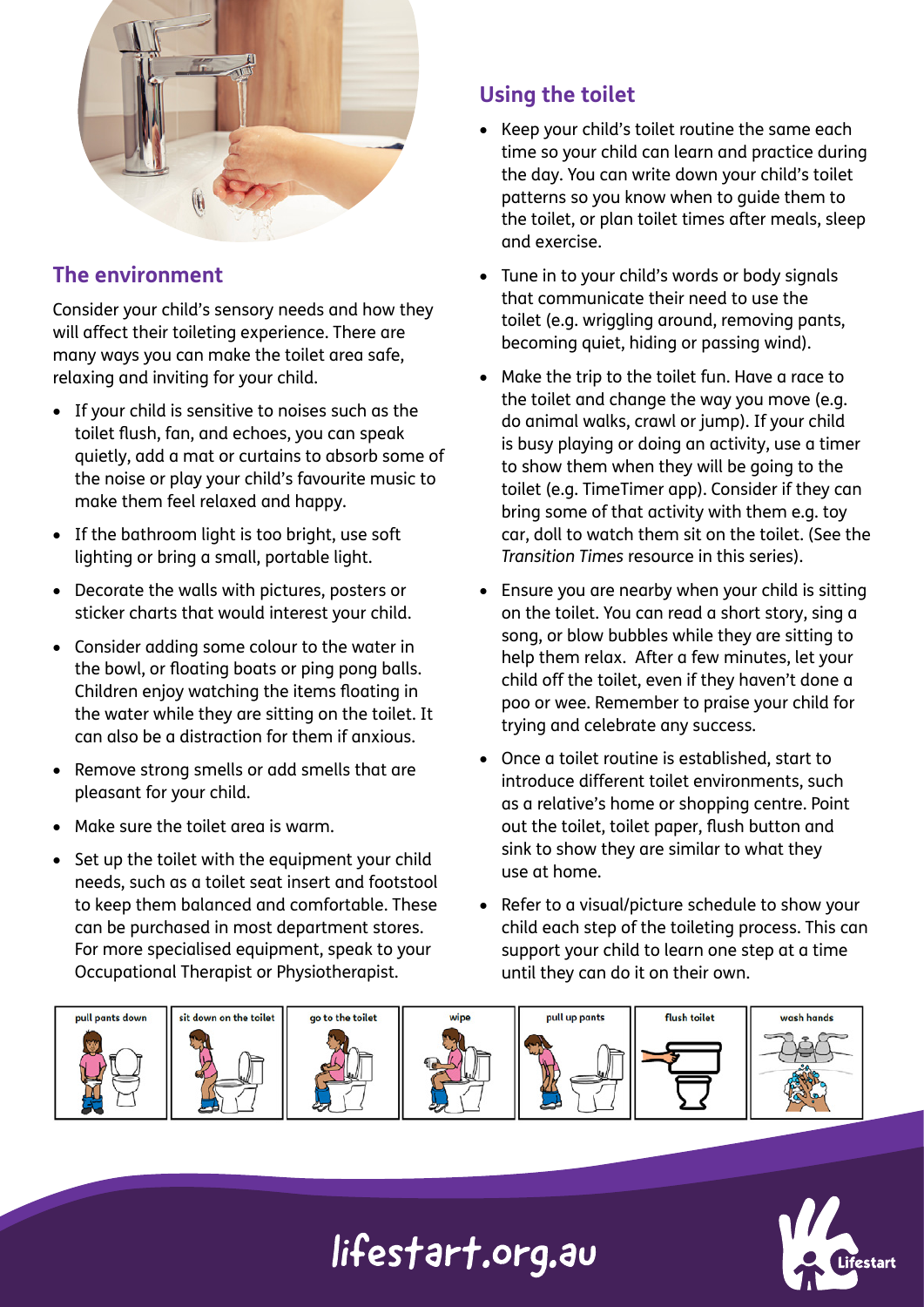## The environment

Consider your child's sensory needs and how they will affect their toileting experience. There are many ways you can make the toilet area safe, relaxing and inviting for your child.

- If your child is sensitive to noises such as the toilet flush, fan, and echoes, you can speak quietly, add a mat or curtains to absorb some of the noise or play your child's favourite music to make them feel relaxed and happy.
- If the bathroom light is too bright, use soft lighting or bring a small, portable light.
- Decorate the walls with pictures, posters or sticker charts that would interest your child.
- Consider adding some colour to the water in the bowl, or floating boats or ping pong balls. Children enjoy watching the items floating in the water while they are sitting on the toilet. It can also be a distraction for them if anxious.
- Remove strong smells or add smells that are pleasant for your child.
- Make sure the toilet area is warm.
- Set up the toilet with the equipment your child needs, such as a toilet seat insert and footstool to keep them balanced and comfortable. These can be purchased in most department stores. For more specialised equipment, speak to your Occupational Therapist or Physiotherapist.

## Using the toilet

- Keep your child's toilet routine the same each time so your child can learn and practice during the day. You can write down your child's toilet patterns so you know when to guide them to the toilet, or plan toilet times after meals, sleep and exercise.
- Tune in to your child's words or body signals that communicate their need to use the toilet (e.g. wriggling around, removing pants, becoming quiet, hiding or passing wind).
- Make the trip to the toilet fun. Have a race to the toilet and change the way you move (e.g. do animal walks, crawl or jump). If your child is busy playing or doing an activity, use a timer to show them when they will be going to the toilet (e.g. TimeTimer app). Consider if they can bring some of that activity with them e.g. toy car, doll to watch them sit on the toilet. (See the *Transition Times* resource in this series).
- Ensure you are nearby when your child is sitting on the toilet. You can read a short story, sing a song, or blow bubbles while they are sitting to help them relax. After a few minutes, let your child off the toilet, even if they haven't done a poo or wee. Remember to praise your child for trying and celebrate any success.
- Once a toilet routine is established, start to introduce different toilet environments, such as a relative's home or shopping centre. Point out the toilet, toilet paper, flush button and sink to show they are similar to what they use at home.
- Refer to a visual/picture schedule to show your child each step of the toileting process. This can support your child to learn one step at a time until they can do it on their own.

| pull pants down | sit down on the toilet | go to the toilet | wipe | pull up pants | flush toilet | wash hands |
|---|---|---|---|---|---|---|

lifestart.org.au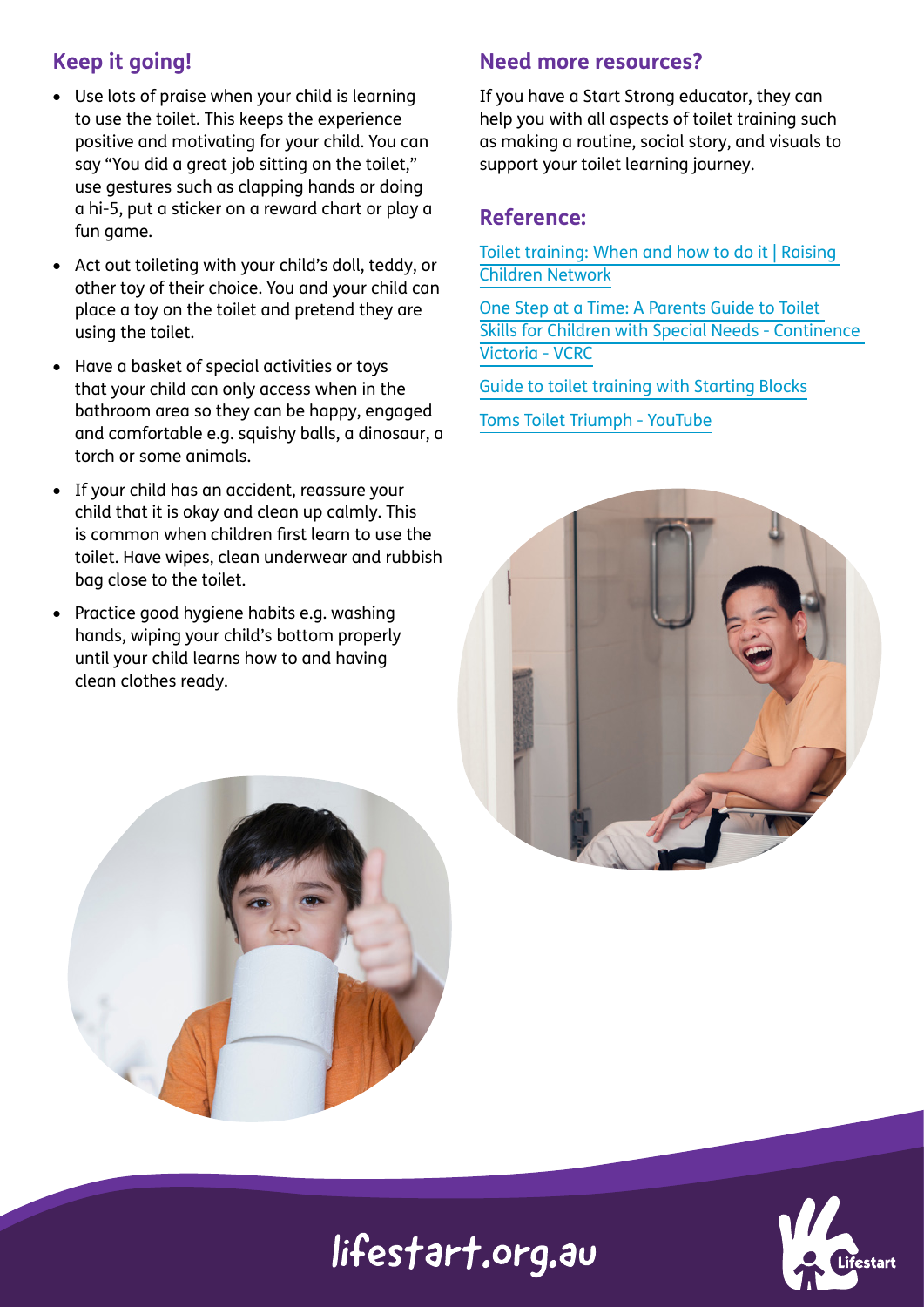## Keep it going!

- Use lots of praise when your child is learning to use the toilet. This keeps the experience positive and motivating for your child. You can say "You did a great job sitting on the toilet," use gestures such as clapping hands or doing a hi-5, put a sticker on a reward chart or play a fun game.
- Act out toileting with your child's doll, teddy, or other toy of their choice. You and your child can place a toy on the toilet and pretend they are using the toilet.
- Have a basket of special activities or toys that your child can only access when in the bathroom area so they can be happy, engaged and comfortable e.g. squishy balls, a dinosaur, a torch or some animals.
- If your child has an accident, reassure your child that it is okay and clean up calmly. This is common when children first learn to use the toilet. Have wipes, clean underwear and rubbish bag close to the toilet.
- Practice good hygiene habits e.g. washing hands, wiping your child's bottom properly until your child learns how to and having clean clothes ready.

## Need more resources?

If you have a Start Strong educator, they can help you with all aspects of toilet training such as making a routine, social story, and visuals to support your toilet learning journey.

## Reference:

Toilet training: When and how to do it | Raising Children Network

One Step at a Time: A Parents Guide to Toilet Skills for Children with Special Needs - Continence Victoria - VCRC

Guide to toilet training with Starting Blocks

Toms Toilet Triumph - YouTube

lifestart.org.au